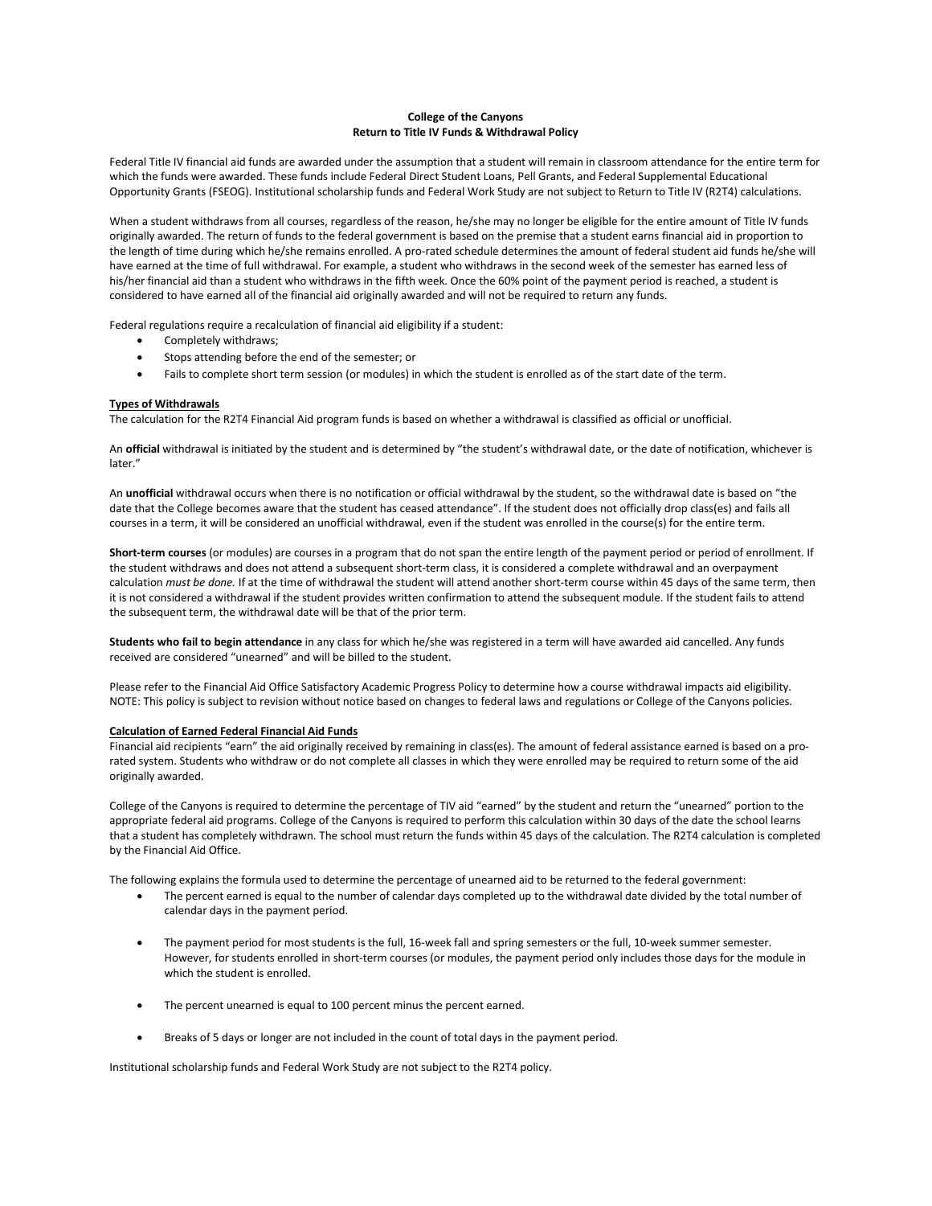**College of the Canyons**
**Return to Title IV Funds & Withdrawal Policy**

Federal Title IV financial aid funds are awarded under the assumption that a student will remain in classroom attendance for the entire term for which the funds were awarded. These funds include Federal Direct Student Loans, Pell Grants, and Federal Supplemental Educational Opportunity Grants (FSEOG). Institutional scholarship funds and Federal Work Study are not subject to Return to Title IV (R2T4) calculations.

When a student withdraws from all courses, regardless of the reason, he/she may no longer be eligible for the entire amount of Title IV funds originally awarded. The return of funds to the federal government is based on the premise that a student earns financial aid in proportion to the length of time during which he/she remains enrolled. A pro-rated schedule determines the amount of federal student aid funds he/she will have earned at the time of full withdrawal. For example, a student who withdraws in the second week of the semester has earned less of his/her financial aid than a student who withdraws in the fifth week. Once the 60% point of the payment period is reached, a student is considered to have earned all of the financial aid originally awarded and will not be required to return any funds.

Federal regulations require a recalculation of financial aid eligibility if a student:

- Completely withdraws;
- Stops attending before the end of the semester; or
- Fails to complete short term session (or modules) in which the student is enrolled as of the start date of the term.

**Types of Withdrawals**

The calculation for the R2T4 Financial Aid program funds is based on whether a withdrawal is classified as official or unofficial.

An **official** withdrawal is initiated by the student and is determined by "the student's withdrawal date, or the date of notification, whichever is later."

An **unofficial** withdrawal occurs when there is no notification or official withdrawal by the student, so the withdrawal date is based on "the date that the College becomes aware that the student has ceased attendance". If the student does not officially drop class(es) and fails all courses in a term, it will be considered an unofficial withdrawal, even if the student was enrolled in the course(s) for the entire term.

**Short-term courses** (or modules) are courses in a program that do not span the entire length of the payment period or period of enrollment. If the student withdraws and does not attend a subsequent short-term class, it is considered a complete withdrawal and an overpayment calculation *must be done.* If at the time of withdrawal the student will attend another short-term course within 45 days of the same term, then it is not considered a withdrawal if the student provides written confirmation to attend the subsequent module. If the student fails to attend the subsequent term, the withdrawal date will be that of the prior term.

**Students who fail to begin attendance** in any class for which he/she was registered in a term will have awarded aid cancelled. Any funds received are considered "unearned" and will be billed to the student.

Please refer to the Financial Aid Office Satisfactory Academic Progress Policy to determine how a course withdrawal impacts aid eligibility. NOTE: This policy is subject to revision without notice based on changes to federal laws and regulations or College of the Canyons policies.

**Calculation of Earned Federal Financial Aid Funds**

Financial aid recipients "earn" the aid originally received by remaining in class(es). The amount of federal assistance earned is based on a pro-rated system. Students who withdraw or do not complete all classes in which they were enrolled may be required to return some of the aid originally awarded.

College of the Canyons is required to determine the percentage of TIV aid "earned" by the student and return the "unearned" portion to the appropriate federal aid programs. College of the Canyons is required to perform this calculation within 30 days of the date the school learns that a student has completely withdrawn. The school must return the funds within 45 days of the calculation. The R2T4 calculation is completed by the Financial Aid Office.

The following explains the formula used to determine the percentage of unearned aid to be returned to the federal government:

- The percent earned is equal to the number of calendar days completed up to the withdrawal date divided by the total number of calendar days in the payment period.

- The payment period for most students is the full, 16-week fall and spring semesters or the full, 10-week summer semester. However, for students enrolled in short-term courses (or modules, the payment period only includes those days for the module in which the student is enrolled.

- The percent unearned is equal to 100 percent minus the percent earned.

- Breaks of 5 days or longer are not included in the count of total days in the payment period.

Institutional scholarship funds and Federal Work Study are not subject to the R2T4 policy.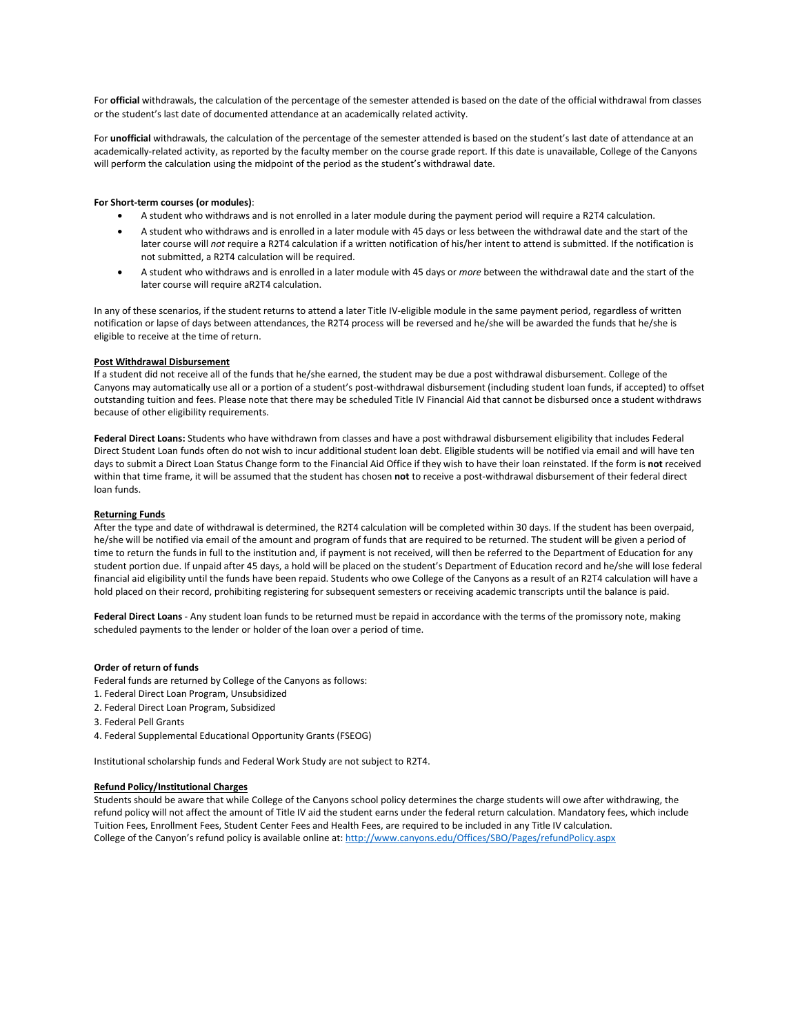For **official** withdrawals, the calculation of the percentage of the semester attended is based on the date of the official withdrawal from classes or the student's last date of documented attendance at an academically related activity.

For **unofficial** withdrawals, the calculation of the percentage of the semester attended is based on the student's last date of attendance at an academically-related activity, as reported by the faculty member on the course grade report. If this date is unavailable, College of the Canyons will perform the calculation using the midpoint of the period as the student's withdrawal date.

**For Short-term courses (or modules)**:

- A student who withdraws and is not enrolled in a later module during the payment period will require a R2T4 calculation.
- A student who withdraws and is enrolled in a later module with 45 days or less between the withdrawal date and the start of the later course will *not* require a R2T4 calculation if a written notification of his/her intent to attend is submitted. If the notification is not submitted, a R2T4 calculation will be required.
- A student who withdraws and is enrolled in a later module with 45 days or *more* between the withdrawal date and the start of the later course will require aR2T4 calculation.

In any of these scenarios, if the student returns to attend a later Title IV-eligible module in the same payment period, regardless of written notification or lapse of days between attendances, the R2T4 process will be reversed and he/she will be awarded the funds that he/she is eligible to receive at the time of return.

**Post Withdrawal Disbursement**

If a student did not receive all of the funds that he/she earned, the student may be due a post withdrawal disbursement. College of the Canyons may automatically use all or a portion of a student's post-withdrawal disbursement (including student loan funds, if accepted) to offset outstanding tuition and fees. Please note that there may be scheduled Title IV Financial Aid that cannot be disbursed once a student withdraws because of other eligibility requirements.

**Federal Direct Loans:** Students who have withdrawn from classes and have a post withdrawal disbursement eligibility that includes Federal Direct Student Loan funds often do not wish to incur additional student loan debt. Eligible students will be notified via email and will have ten days to submit a Direct Loan Status Change form to the Financial Aid Office if they wish to have their loan reinstated. If the form is **not** received within that time frame, it will be assumed that the student has chosen **not** to receive a post-withdrawal disbursement of their federal direct loan funds.

**Returning Funds**

After the type and date of withdrawal is determined, the R2T4 calculation will be completed within 30 days. If the student has been overpaid, he/she will be notified via email of the amount and program of funds that are required to be returned. The student will be given a period of time to return the funds in full to the institution and, if payment is not received, will then be referred to the Department of Education for any student portion due. If unpaid after 45 days, a hold will be placed on the student's Department of Education record and he/she will lose federal financial aid eligibility until the funds have been repaid. Students who owe College of the Canyons as a result of an R2T4 calculation will have a hold placed on their record, prohibiting registering for subsequent semesters or receiving academic transcripts until the balance is paid.

**Federal Direct Loans** - Any student loan funds to be returned must be repaid in accordance with the terms of the promissory note, making scheduled payments to the lender or holder of the loan over a period of time.

**Order of return of funds**

Federal funds are returned by College of the Canyons as follows:

1. Federal Direct Loan Program, Unsubsidized
2. Federal Direct Loan Program, Subsidized
3. Federal Pell Grants
4. Federal Supplemental Educational Opportunity Grants (FSEOG)

Institutional scholarship funds and Federal Work Study are not subject to R2T4.

**Refund Policy/Institutional Charges**

Students should be aware that while College of the Canyons school policy determines the charge students will owe after withdrawing, the refund policy will not affect the amount of Title IV aid the student earns under the federal return calculation. Mandatory fees, which include Tuition Fees, Enrollment Fees, Student Center Fees and Health Fees, are required to be included in any Title IV calculation.
College of the Canyon's refund policy is available online at: http://www.canyons.edu/Offices/SBO/Pages/refundPolicy.aspx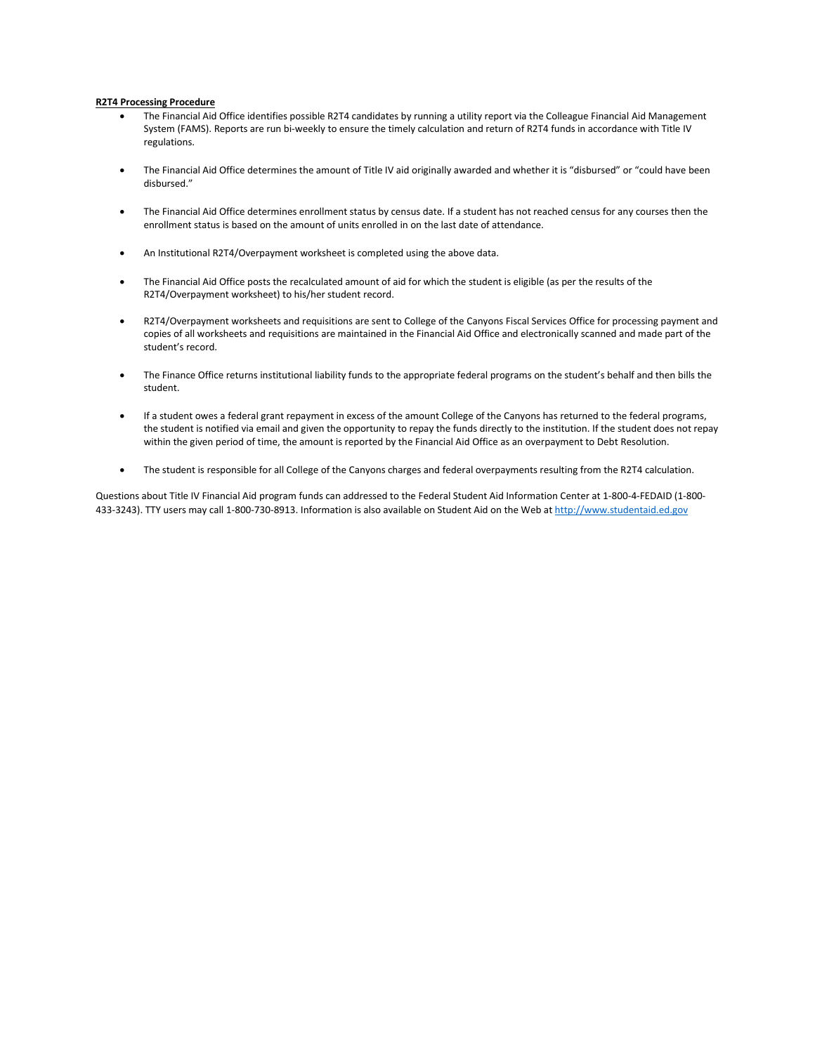**R2T4 Processing Procedure**

- The Financial Aid Office identifies possible R2T4 candidates by running a utility report via the Colleague Financial Aid Management System (FAMS). Reports are run bi-weekly to ensure the timely calculation and return of R2T4 funds in accordance with Title IV regulations.

- The Financial Aid Office determines the amount of Title IV aid originally awarded and whether it is "disbursed" or "could have been disbursed."

- The Financial Aid Office determines enrollment status by census date. If a student has not reached census for any courses then the enrollment status is based on the amount of units enrolled in on the last date of attendance.

- An Institutional R2T4/Overpayment worksheet is completed using the above data.

- The Financial Aid Office posts the recalculated amount of aid for which the student is eligible (as per the results of the R2T4/Overpayment worksheet) to his/her student record.

- R2T4/Overpayment worksheets and requisitions are sent to College of the Canyons Fiscal Services Office for processing payment and copies of all worksheets and requisitions are maintained in the Financial Aid Office and electronically scanned and made part of the student's record.

- The Finance Office returns institutional liability funds to the appropriate federal programs on the student's behalf and then bills the student.

- If a student owes a federal grant repayment in excess of the amount College of the Canyons has returned to the federal programs, the student is notified via email and given the opportunity to repay the funds directly to the institution. If the student does not repay within the given period of time, the amount is reported by the Financial Aid Office as an overpayment to Debt Resolution.

- The student is responsible for all College of the Canyons charges and federal overpayments resulting from the R2T4 calculation.

Questions about Title IV Financial Aid program funds can addressed to the Federal Student Aid Information Center at 1-800-4-FEDAID (1-800-433-3243). TTY users may call 1-800-730-8913. Information is also available on Student Aid on the Web at [http://www.studentaid.ed.gov](http://www.studentaid.ed.gov)